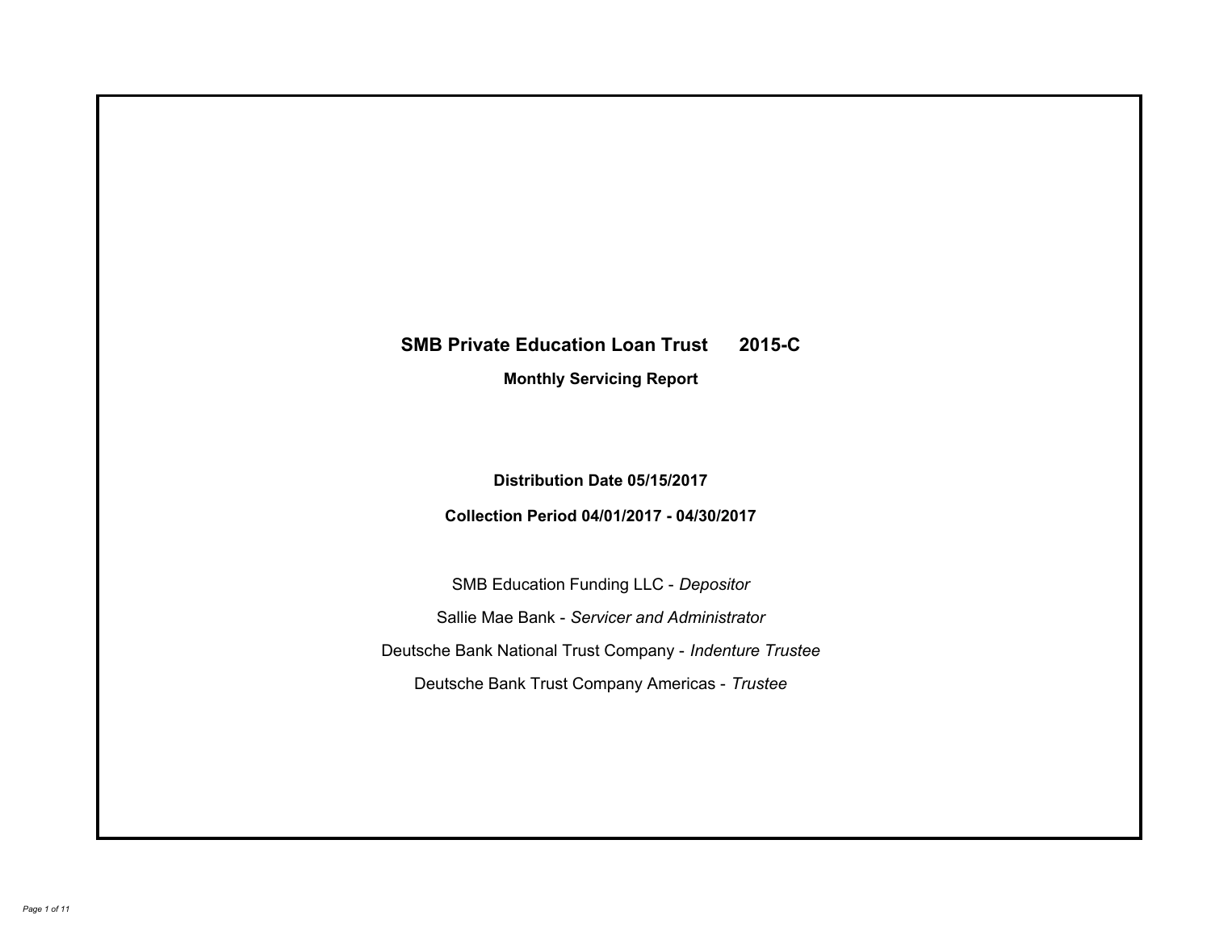# SMB Private Education Loan Trust 2015-C

## Monthly Servicing Report

**Distribution Date 05/15/2017**

**Collection Period 04/01/2017 - 04/30/2017**

SMB Education Funding LLC - *Depositor*

Sallie Mae Bank - *Servicer and Administrator*

Deutsche Bank National Trust Company - *Indenture Trustee*

Deutsche Bank Trust Company Americas - *Trustee*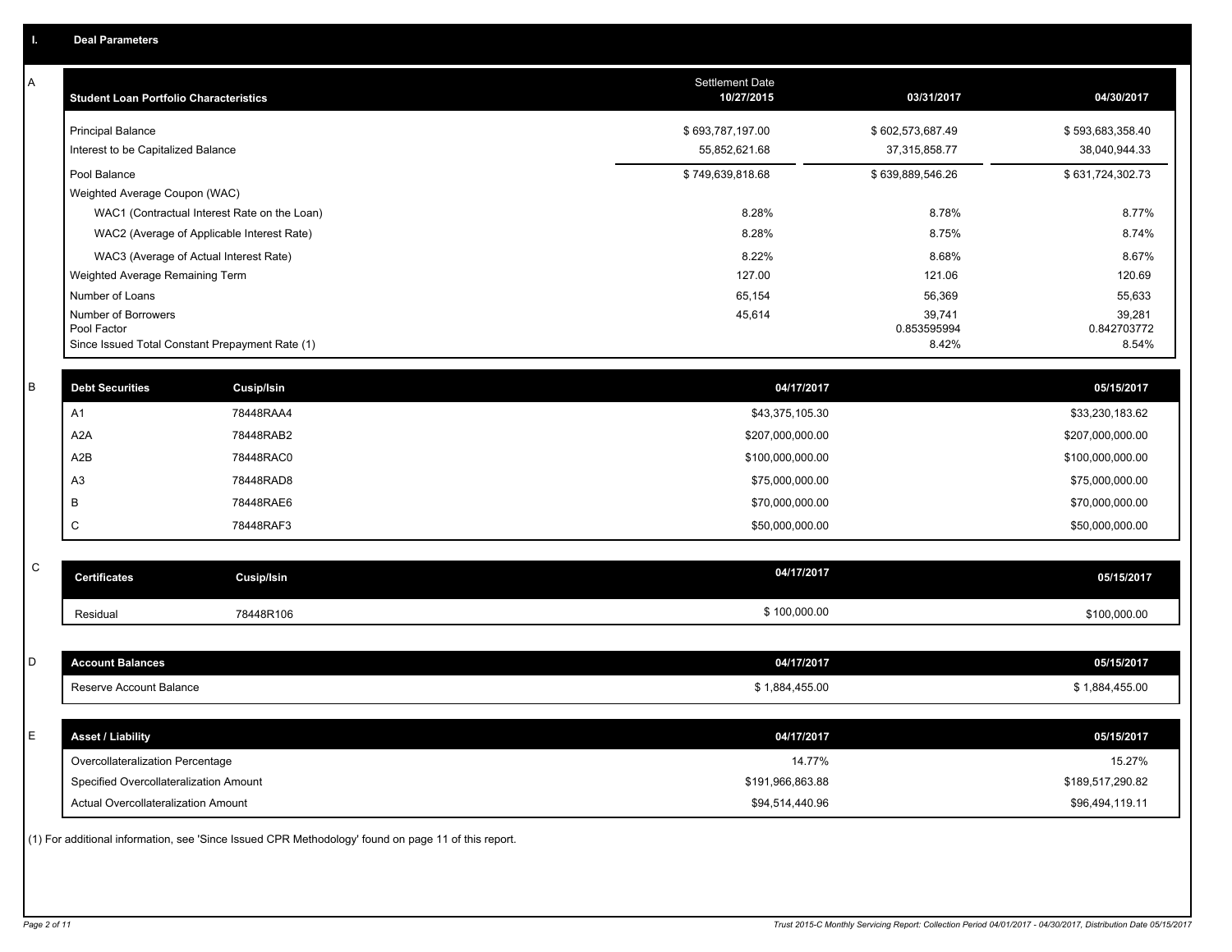## I. Deal Parameters

### A

| Student Loan Portfolio Characteristics | Settlement Date 10/27/2015 | 03/31/2017 | 04/30/2017 |
|---|---|---|---|
| Principal Balance | $ 693,787,197.00 | $ 602,573,687.49 | $ 593,683,358.40 |
| Interest to be Capitalized Balance | 55,852,621.68 | 37,315,858.77 | 38,040,944.33 |
| Pool Balance | $ 749,639,818.68 | $ 639,889,546.26 | $ 631,724,302.73 |
| Weighted Average Coupon (WAC) | | | |
| WAC1 (Contractual Interest Rate on the Loan) | 8.28% | 8.78% | 8.77% |
| WAC2 (Average of Applicable Interest Rate) | 8.28% | 8.75% | 8.74% |
| WAC3 (Average of Actual Interest Rate) | 8.22% | 8.68% | 8.67% |
| Weighted Average Remaining Term | 127.00 | 121.06 | 120.69 |
| Number of Loans | 65,154 | 56,369 | 55,633 |
| Number of Borrowers | 45,614 | 39,741 | 39,281 |
| Pool Factor | | 0.853595994 | 0.842703772 |
| Since Issued Total Constant Prepayment Rate (1) | | 8.42% | 8.54% |

### B

| Debt Securities | Cusip/Isin | 04/17/2017 | 05/15/2017 |
|---|---|---|---|
| A1 | 78448RAA4 | $43,375,105.30 | $33,230,183.62 |
| A2A | 78448RAB2 | $207,000,000.00 | $207,000,000.00 |
| A2B | 78448RAC0 | $100,000,000.00 | $100,000,000.00 |
| A3 | 78448RAD8 | $75,000,000.00 | $75,000,000.00 |
| B | 78448RAE6 | $70,000,000.00 | $70,000,000.00 |
| C | 78448RAF3 | $50,000,000.00 | $50,000,000.00 |

### C

| Certificates | Cusip/Isin | 04/17/2017 | 05/15/2017 |
|---|---|---|---|
| Residual | 78448R106 | $ 100,000.00 | $100,000.00 |

### D

| Account Balances | 04/17/2017 | 05/15/2017 |
|---|---|---|
| Reserve Account Balance | $ 1,884,455.00 | $ 1,884,455.00 |

### E

| Asset / Liability | 04/17/2017 | 05/15/2017 |
|---|---|---|
| Overcollateralization Percentage | 14.77% | 15.27% |
| Specified Overcollateralization Amount | $191,966,863.88 | $189,517,290.82 |
| Actual Overcollateralization Amount | $94,514,440.96 | $96,494,119.11 |

(1) For additional information, see 'Since Issued CPR Methodology' found on page 11 of this report.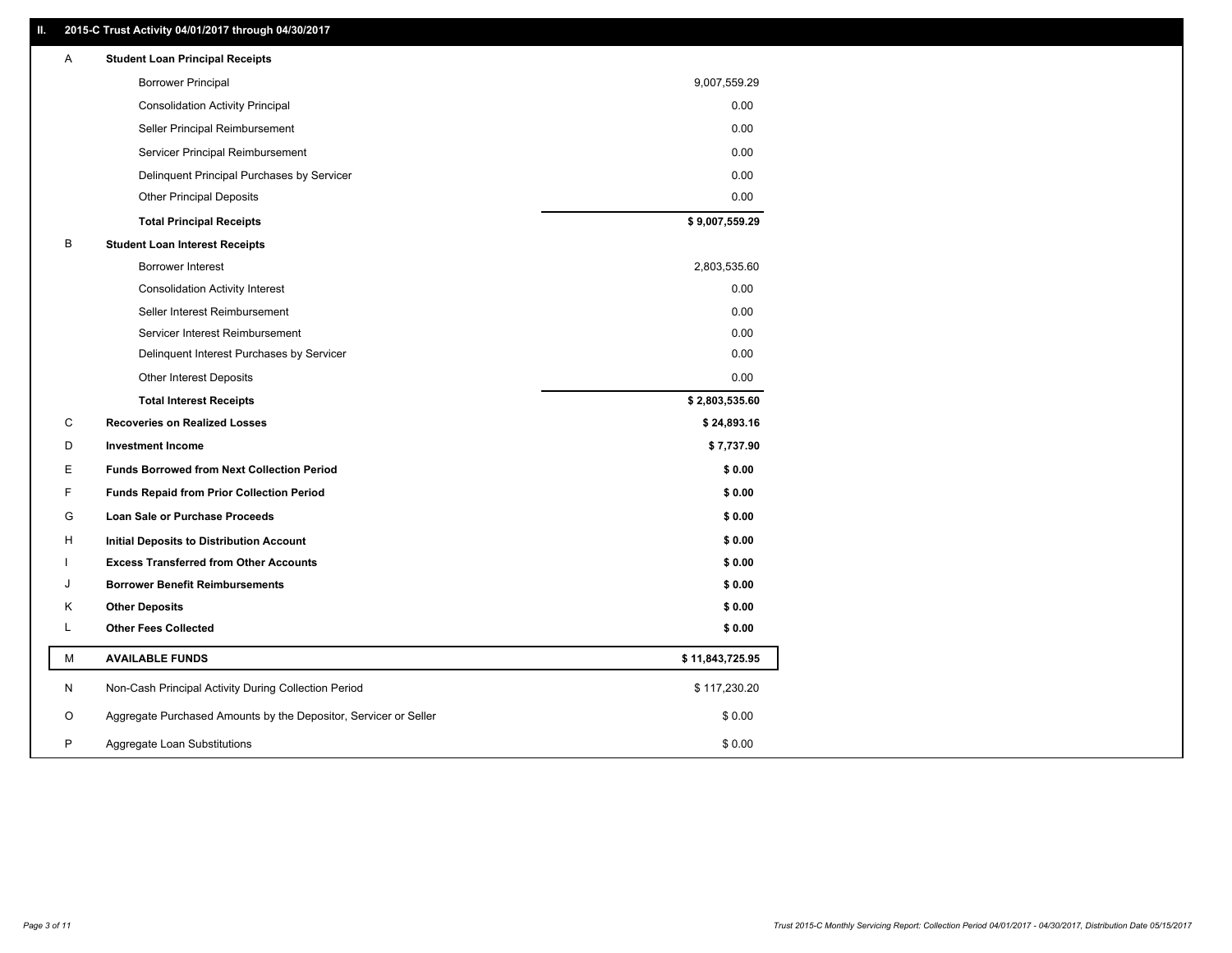## II. 2015-C Trust Activity 04/01/2017 through 04/30/2017

| | | |
|---|---|---|
| A | **Student Loan Principal Receipts** | |
| | Borrower Principal | 9,007,559.29 |
| | Consolidation Activity Principal | 0.00 |
| | Seller Principal Reimbursement | 0.00 |
| | Servicer Principal Reimbursement | 0.00 |
| | Delinquent Principal Purchases by Servicer | 0.00 |
| | Other Principal Deposits | 0.00 |
| | **Total Principal Receipts** | **$ 9,007,559.29** |
| B | **Student Loan Interest Receipts** | |
| | Borrower Interest | 2,803,535.60 |
| | Consolidation Activity Interest | 0.00 |
| | Seller Interest Reimbursement | 0.00 |
| | Servicer Interest Reimbursement | 0.00 |
| | Delinquent Interest Purchases by Servicer | 0.00 |
| | Other Interest Deposits | 0.00 |
| | **Total Interest Receipts** | **$ 2,803,535.60** |
| C | **Recoveries on Realized Losses** | **$ 24,893.16** |
| D | **Investment Income** | **$ 7,737.90** |
| E | **Funds Borrowed from Next Collection Period** | **$ 0.00** |
| F | **Funds Repaid from Prior Collection Period** | **$ 0.00** |
| G | **Loan Sale or Purchase Proceeds** | **$ 0.00** |
| H | **Initial Deposits to Distribution Account** | **$ 0.00** |
| I | **Excess Transferred from Other Accounts** | **$ 0.00** |
| J | **Borrower Benefit Reimbursements** | **$ 0.00** |
| K | **Other Deposits** | **$ 0.00** |
| L | **Other Fees Collected** | **$ 0.00** |
| M | **AVAILABLE FUNDS** | **$ 11,843,725.95** |
| N | Non-Cash Principal Activity During Collection Period | $ 117,230.20 |
| O | Aggregate Purchased Amounts by the Depositor, Servicer or Seller | $ 0.00 |
| P | Aggregate Loan Substitutions | $ 0.00 |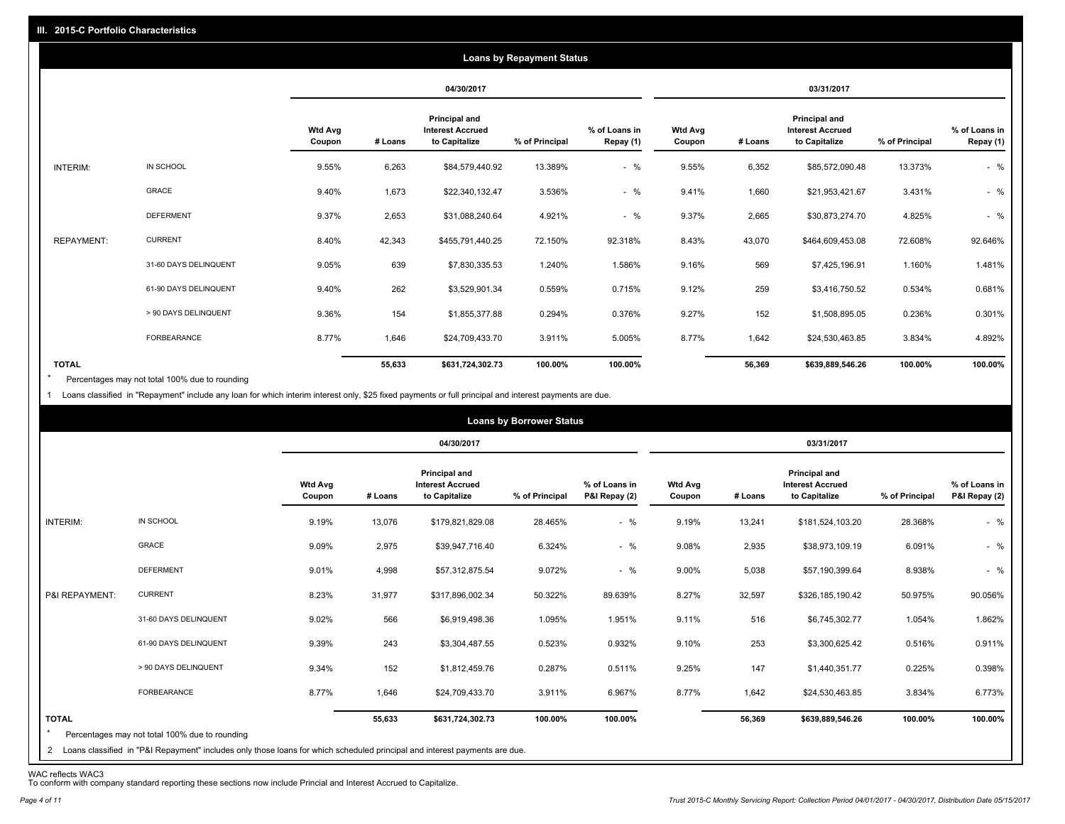## III. 2015-C Portfolio Characteristics

### Loans by Repayment Status

| | | 04/30/2017 | | | | | 03/31/2017 | | | | |
|---|---|---|---|---|---|---|---|---|---|---|---|
| | | Wtd Avg Coupon | # Loans | Principal and Interest Accrued to Capitalize | % of Principal | % of Loans in Repay (1) | Wtd Avg Coupon | # Loans | Principal and Interest Accrued to Capitalize | % of Principal | % of Loans in Repay (1) |
| INTERIM: | IN SCHOOL | 9.55% | 6,263 | $84,579,440.92 | 13.389% | - % | 9.55% | 6,352 | $85,572,090.48 | 13.373% | - % |
| | GRACE | 9.40% | 1,673 | $22,340,132.47 | 3.536% | - % | 9.41% | 1,660 | $21,953,421.67 | 3.431% | - % |
| | DEFERMENT | 9.37% | 2,653 | $31,088,240.64 | 4.921% | - % | 9.37% | 2,665 | $30,873,274.70 | 4.825% | - % |
| REPAYMENT: | CURRENT | 8.40% | 42,343 | $455,791,440.25 | 72.150% | 92.318% | 8.43% | 43,070 | $464,609,453.08 | 72.608% | 92.646% |
| | 31-60 DAYS DELINQUENT | 9.05% | 639 | $7,830,335.53 | 1.240% | 1.586% | 9.16% | 569 | $7,425,196.91 | 1.160% | 1.481% |
| | 61-90 DAYS DELINQUENT | 9.40% | 262 | $3,529,901.34 | 0.559% | 0.715% | 9.12% | 259 | $3,416,750.52 | 0.534% | 0.681% |
| | > 90 DAYS DELINQUENT | 9.36% | 154 | $1,855,377.88 | 0.294% | 0.376% | 9.27% | 152 | $1,508,895.05 | 0.236% | 0.301% |
| | FORBEARANCE | 8.77% | 1,646 | $24,709,433.70 | 3.911% | 5.005% | 8.77% | 1,642 | $24,530,463.85 | 3.834% | 4.892% |
| **TOTAL** | | | **55,633** | **$631,724,302.73** | **100.00%** | **100.00%** | | **56,369** | **$639,889,546.26** | **100.00%** | **100.00%** |

\* Percentages may not total 100% due to rounding

1 Loans classified in "Repayment" include any loan for which interim interest only, $25 fixed payments or full principal and interest payments are due.

### Loans by Borrower Status

| | | 04/30/2017 | | | | | 03/31/2017 | | | | |
|---|---|---|---|---|---|---|---|---|---|---|---|
| | | Wtd Avg Coupon | # Loans | Principal and Interest Accrued to Capitalize | % of Principal | % of Loans in P&I Repay (2) | Wtd Avg Coupon | # Loans | Principal and Interest Accrued to Capitalize | % of Principal | % of Loans in P&I Repay (2) |
| INTERIM: | IN SCHOOL | 9.19% | 13,076 | $179,821,829.08 | 28.465% | - % | 9.19% | 13,241 | $181,524,103.20 | 28.368% | - % |
| | GRACE | 9.09% | 2,975 | $39,947,716.40 | 6.324% | - % | 9.08% | 2,935 | $38,973,109.19 | 6.091% | - % |
| | DEFERMENT | 9.01% | 4,998 | $57,312,875.54 | 9.072% | - % | 9.00% | 5,038 | $57,190,399.64 | 8.938% | - % |
| P&I REPAYMENT: | CURRENT | 8.23% | 31,977 | $317,896,002.34 | 50.322% | 89.639% | 8.27% | 32,597 | $326,185,190.42 | 50.975% | 90.056% |
| | 31-60 DAYS DELINQUENT | 9.02% | 566 | $6,919,498.36 | 1.095% | 1.951% | 9.11% | 516 | $6,745,302.77 | 1.054% | 1.862% |
| | 61-90 DAYS DELINQUENT | 9.39% | 243 | $3,304,487.55 | 0.523% | 0.932% | 9.10% | 253 | $3,300,625.42 | 0.516% | 0.911% |
| | > 90 DAYS DELINQUENT | 9.34% | 152 | $1,812,459.76 | 0.287% | 0.511% | 9.25% | 147 | $1,440,351.77 | 0.225% | 0.398% |
| | FORBEARANCE | 8.77% | 1,646 | $24,709,433.70 | 3.911% | 6.967% | 8.77% | 1,642 | $24,530,463.85 | 3.834% | 6.773% |
| **TOTAL** | | | **55,633** | **$631,724,302.73** | **100.00%** | **100.00%** | | **56,369** | **$639,889,546.26** | **100.00%** | **100.00%** |

\* Percentages may not total 100% due to rounding

2 Loans classified in "P&I Repayment" includes only those loans for which scheduled principal and interest payments are due.

WAC reflects WAC3

To conform with company standard reporting these sections now include Princial and Interest Accrued to Capitalize.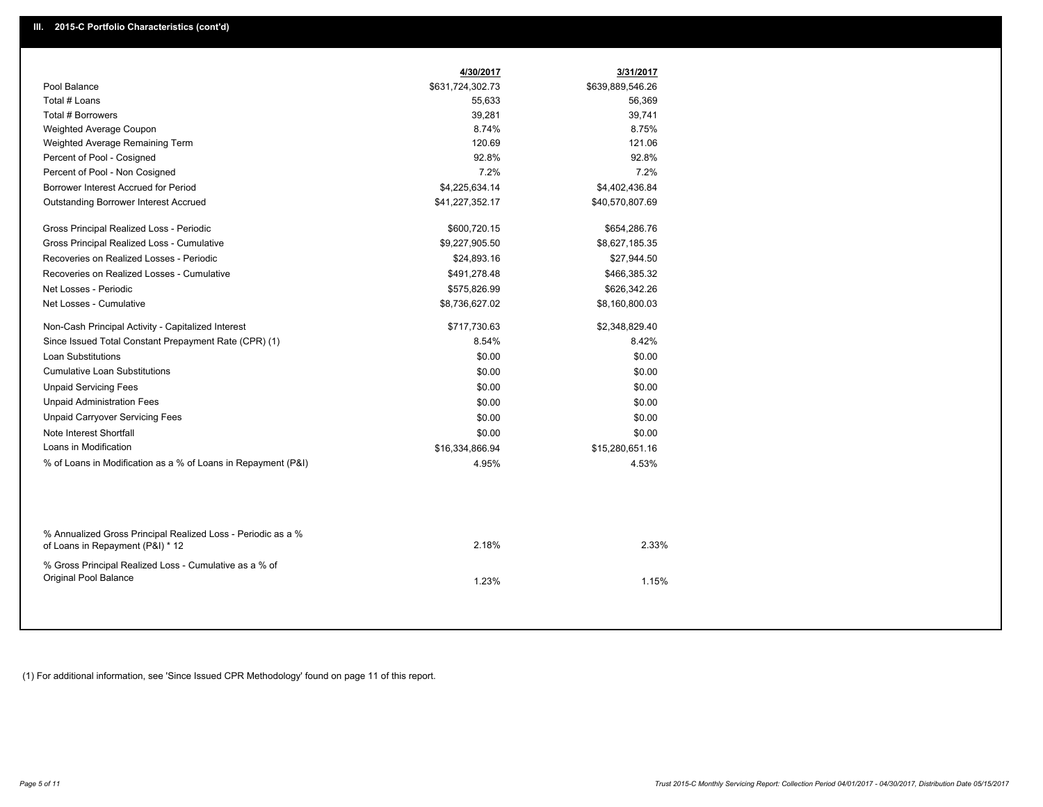## III. 2015-C Portfolio Characteristics (cont'd)

| | 4/30/2017 | 3/31/2017 |
|---|---|---|
| Pool Balance | $631,724,302.73 | $639,889,546.26 |
| Total # Loans | 55,633 | 56,369 |
| Total # Borrowers | 39,281 | 39,741 |
| Weighted Average Coupon | 8.74% | 8.75% |
| Weighted Average Remaining Term | 120.69 | 121.06 |
| Percent of Pool - Cosigned | 92.8% | 92.8% |
| Percent of Pool - Non Cosigned | 7.2% | 7.2% |
| Borrower Interest Accrued for Period | $4,225,634.14 | $4,402,436.84 |
| Outstanding Borrower Interest Accrued | $41,227,352.17 | $40,570,807.69 |
| Gross Principal Realized Loss - Periodic | $600,720.15 | $654,286.76 |
| Gross Principal Realized Loss - Cumulative | $9,227,905.50 | $8,627,185.35 |
| Recoveries on Realized Losses - Periodic | $24,893.16 | $27,944.50 |
| Recoveries on Realized Losses - Cumulative | $491,278.48 | $466,385.32 |
| Net Losses - Periodic | $575,826.99 | $626,342.26 |
| Net Losses - Cumulative | $8,736,627.02 | $8,160,800.03 |
| Non-Cash Principal Activity - Capitalized Interest | $717,730.63 | $2,348,829.40 |
| Since Issued Total Constant Prepayment Rate (CPR) (1) | 8.54% | 8.42% |
| Loan Substitutions | $0.00 | $0.00 |
| Cumulative Loan Substitutions | $0.00 | $0.00 |
| Unpaid Servicing Fees | $0.00 | $0.00 |
| Unpaid Administration Fees | $0.00 | $0.00 |
| Unpaid Carryover Servicing Fees | $0.00 | $0.00 |
| Note Interest Shortfall | $0.00 | $0.00 |
| Loans in Modification | $16,334,866.94 | $15,280,651.16 |
| % of Loans in Modification as a % of Loans in Repayment (P&I) | 4.95% | 4.53% |
| % Annualized Gross Principal Realized Loss - Periodic as a % of Loans in Repayment (P&I) * 12 | 2.18% | 2.33% |
| % Gross Principal Realized Loss - Cumulative as a % of Original Pool Balance | 1.23% | 1.15% |

(1) For additional information, see 'Since Issued CPR Methodology' found on page 11 of this report.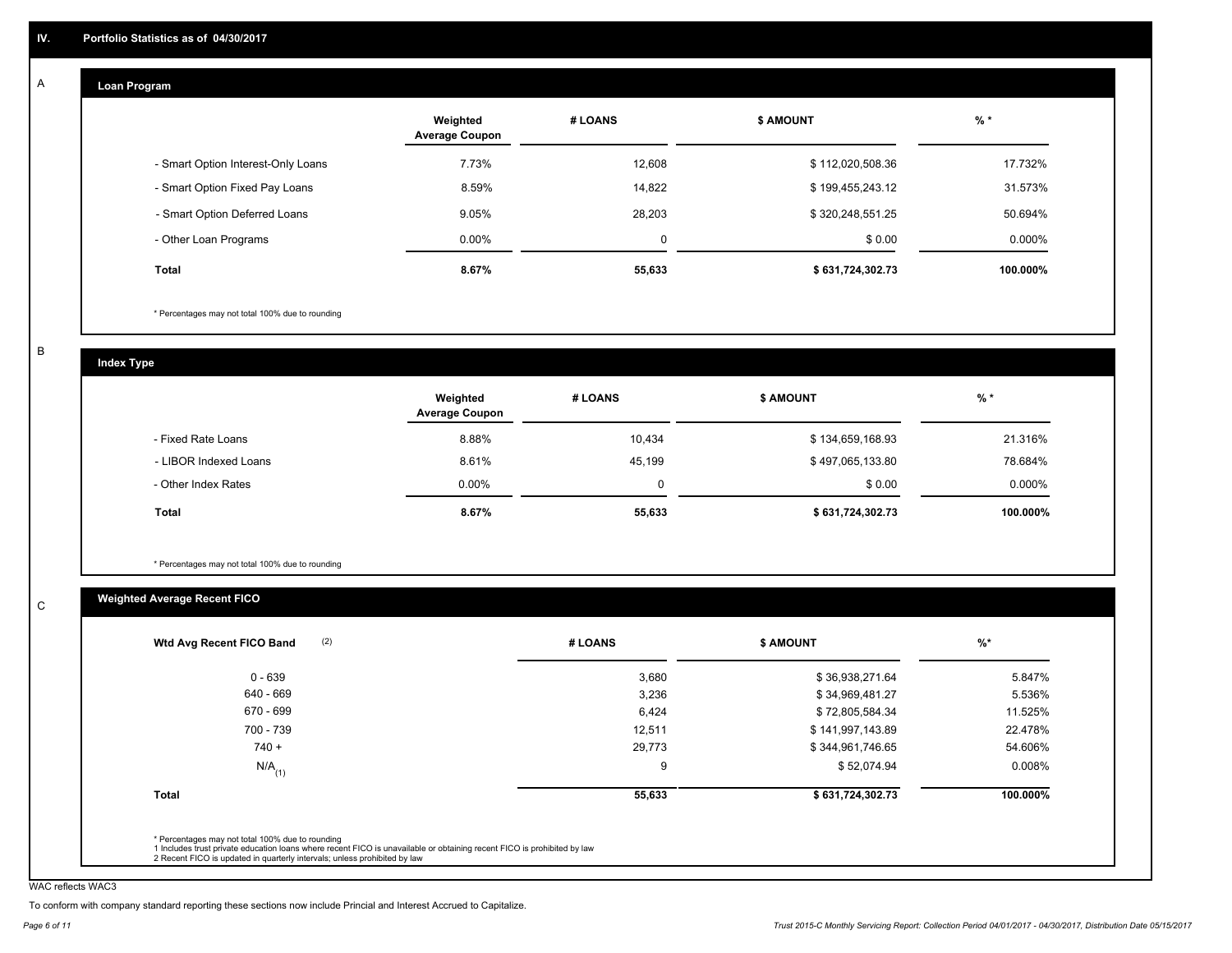## IV. Portfolio Statistics as of 04/30/2017

### A Loan Program

| | Weighted Average Coupon | # LOANS | $ AMOUNT | % * |
|---|---|---|---|---|
| - Smart Option Interest-Only Loans | 7.73% | 12,608 | $ 112,020,508.36 | 17.732% |
| - Smart Option Fixed Pay Loans | 8.59% | 14,822 | $ 199,455,243.12 | 31.573% |
| - Smart Option Deferred Loans | 9.05% | 28,203 | $ 320,248,551.25 | 50.694% |
| - Other Loan Programs | 0.00% | 0 | $ 0.00 | 0.000% |
| **Total** | **8.67%** | **55,633** | **$ 631,724,302.73** | **100.000%** |

* Percentages may not total 100% due to rounding

### B Index Type

| | Weighted Average Coupon | # LOANS | $ AMOUNT | % * |
|---|---|---|---|---|
| - Fixed Rate Loans | 8.88% | 10,434 | $ 134,659,168.93 | 21.316% |
| - LIBOR Indexed Loans | 8.61% | 45,199 | $ 497,065,133.80 | 78.684% |
| - Other Index Rates | 0.00% | 0 | $ 0.00 | 0.000% |
| **Total** | **8.67%** | **55,633** | **$ 631,724,302.73** | **100.000%** |

* Percentages may not total 100% due to rounding

### C Weighted Average Recent FICO

| Wtd Avg Recent FICO Band (2) | # LOANS | $ AMOUNT | %* |
|---|---|---|---|
| 0 - 639 | 3,680 | $ 36,938,271.64 | 5.847% |
| 640 - 669 | 3,236 | $ 34,969,481.27 | 5.536% |
| 670 - 699 | 6,424 | $ 72,805,584.34 | 11.525% |
| 700 - 739 | 12,511 | $ 141,997,143.89 | 22.478% |
| 740 + | 29,773 | $ 344,961,746.65 | 54.606% |
| N/A (1) | 9 | $ 52,074.94 | 0.008% |
| **Total** | **55,633** | **$ 631,724,302.73** | **100.000%** |

* Percentages may not total 100% due to rounding
1 Includes trust private education loans where recent FICO is unavailable or obtaining recent FICO is prohibited by law
2 Recent FICO is updated in quarterly intervals; unless prohibited by law

WAC reflects WAC3

To conform with company standard reporting these sections now include Princial and Interest Accrued to Capitalize.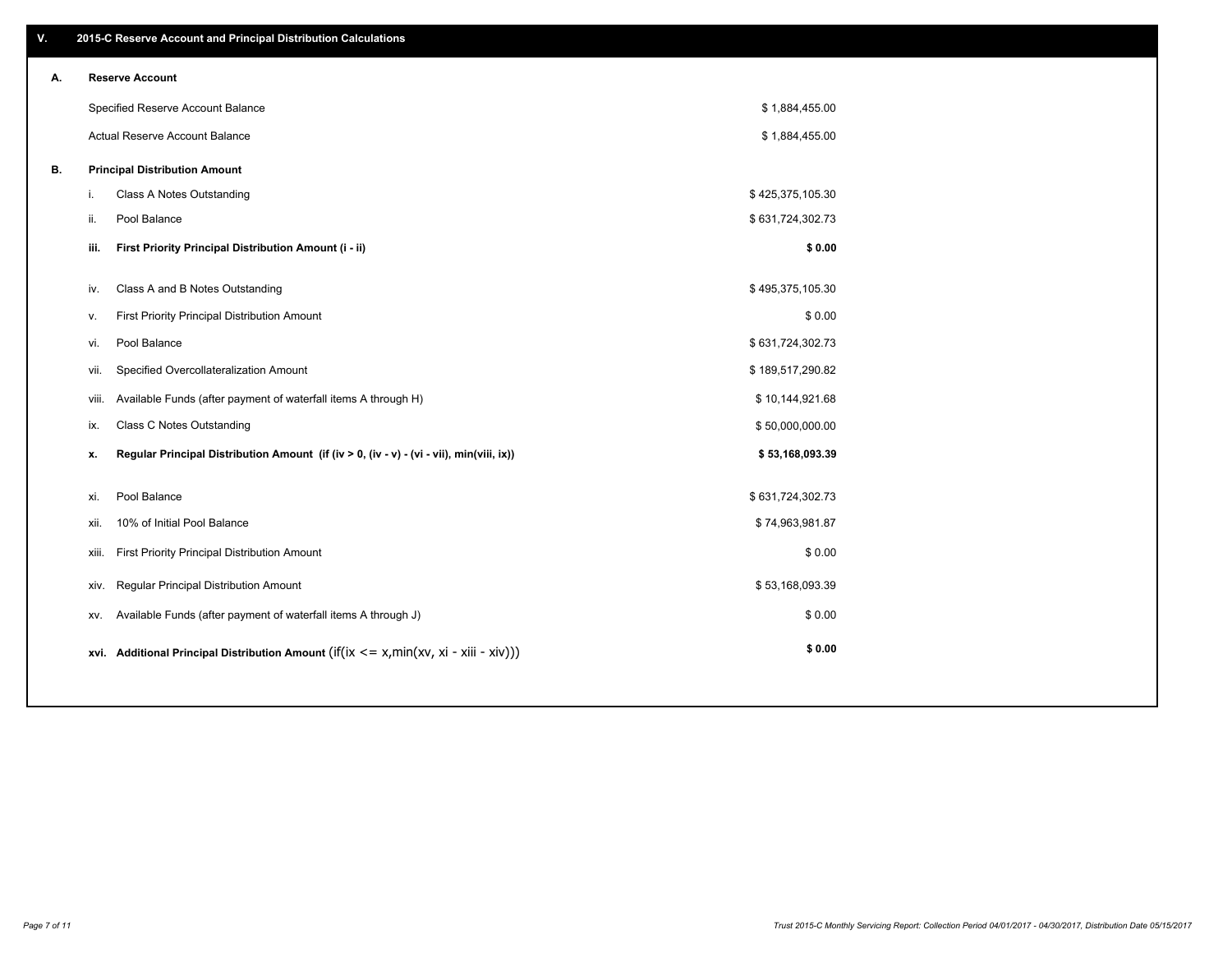## V. 2015-C Reserve Account and Principal Distribution Calculations

### A. Reserve Account

| | |
|---|---|
| Specified Reserve Account Balance | $ 1,884,455.00 |
| Actual Reserve Account Balance | $ 1,884,455.00 |

### B. Principal Distribution Amount

| | | |
|---|---|---|
| i. | Class A Notes Outstanding | $ 425,375,105.30 |
| ii. | Pool Balance | $ 631,724,302.73 |
| **iii.** | **First Priority Principal Distribution Amount (i - ii)** | **$ 0.00** |
| iv. | Class A and B Notes Outstanding | $ 495,375,105.30 |
| v. | First Priority Principal Distribution Amount | $ 0.00 |
| vi. | Pool Balance | $ 631,724,302.73 |
| vii. | Specified Overcollateralization Amount | $ 189,517,290.82 |
| viii. | Available Funds (after payment of waterfall items A through H) | $ 10,144,921.68 |
| ix. | Class C Notes Outstanding | $ 50,000,000.00 |
| **x.** | **Regular Principal Distribution Amount (if (iv > 0, (iv - v) - (vi - vii), min(viii, ix))** | **$ 53,168,093.39** |
| xi. | Pool Balance | $ 631,724,302.73 |
| xii. | 10% of Initial Pool Balance | $ 74,963,981.87 |
| xiii. | First Priority Principal Distribution Amount | $ 0.00 |
| xiv. | Regular Principal Distribution Amount | $ 53,168,093.39 |
| xv. | Available Funds (after payment of waterfall items A through J) | $ 0.00 |
| **xvi.** | **Additional Principal Distribution Amount** (if(ix <= x,min(xv, xi - xiii - xiv))) | **$ 0.00** |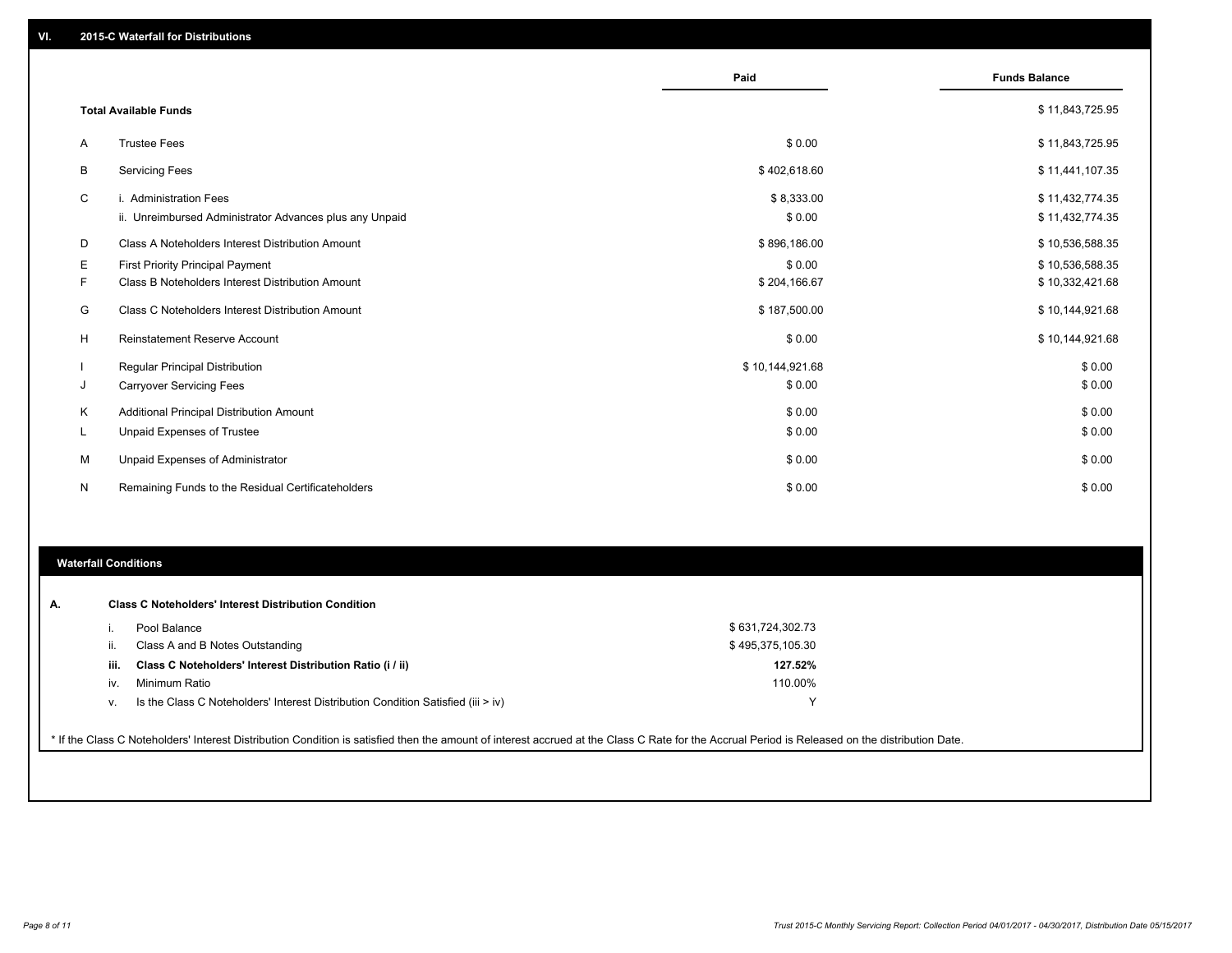## VI. 2015-C Waterfall for Distributions

| | | Paid | Funds Balance |
|---|---|---|---|
| | **Total Available Funds** | | $ 11,843,725.95 |
| A | Trustee Fees | $ 0.00 | $ 11,843,725.95 |
| B | Servicing Fees | $ 402,618.60 | $ 11,441,107.35 |
| C | i. Administration Fees | $ 8,333.00 | $ 11,432,774.35 |
| | ii. Unreimbursed Administrator Advances plus any Unpaid | $ 0.00 | $ 11,432,774.35 |
| D | Class A Noteholders Interest Distribution Amount | $ 896,186.00 | $ 10,536,588.35 |
| E | First Priority Principal Payment | $ 0.00 | $ 10,536,588.35 |
| F | Class B Noteholders Interest Distribution Amount | $ 204,166.67 | $ 10,332,421.68 |
| G | Class C Noteholders Interest Distribution Amount | $ 187,500.00 | $ 10,144,921.68 |
| H | Reinstatement Reserve Account | $ 0.00 | $ 10,144,921.68 |
| I | Regular Principal Distribution | $ 10,144,921.68 | $ 0.00 |
| J | Carryover Servicing Fees | $ 0.00 | $ 0.00 |
| K | Additional Principal Distribution Amount | $ 0.00 | $ 0.00 |
| L | Unpaid Expenses of Trustee | $ 0.00 | $ 0.00 |
| M | Unpaid Expenses of Administrator | $ 0.00 | $ 0.00 |
| N | Remaining Funds to the Residual Certificateholders | $ 0.00 | $ 0.00 |

## Waterfall Conditions

**A. Class C Noteholders' Interest Distribution Condition**

| | | |
|---|---|---|
| i. | Pool Balance | $ 631,724,302.73 |
| ii. | Class A and B Notes Outstanding | $ 495,375,105.30 |
| **iii.** | **Class C Noteholders' Interest Distribution Ratio (i / ii)** | **127.52%** |
| iv. | Minimum Ratio | 110.00% |
| v. | Is the Class C Noteholders' Interest Distribution Condition Satisfied (iii > iv) | Y |

* If the Class C Noteholders' Interest Distribution Condition is satisfied then the amount of interest accrued at the Class C Rate for the Accrual Period is Released on the distribution Date.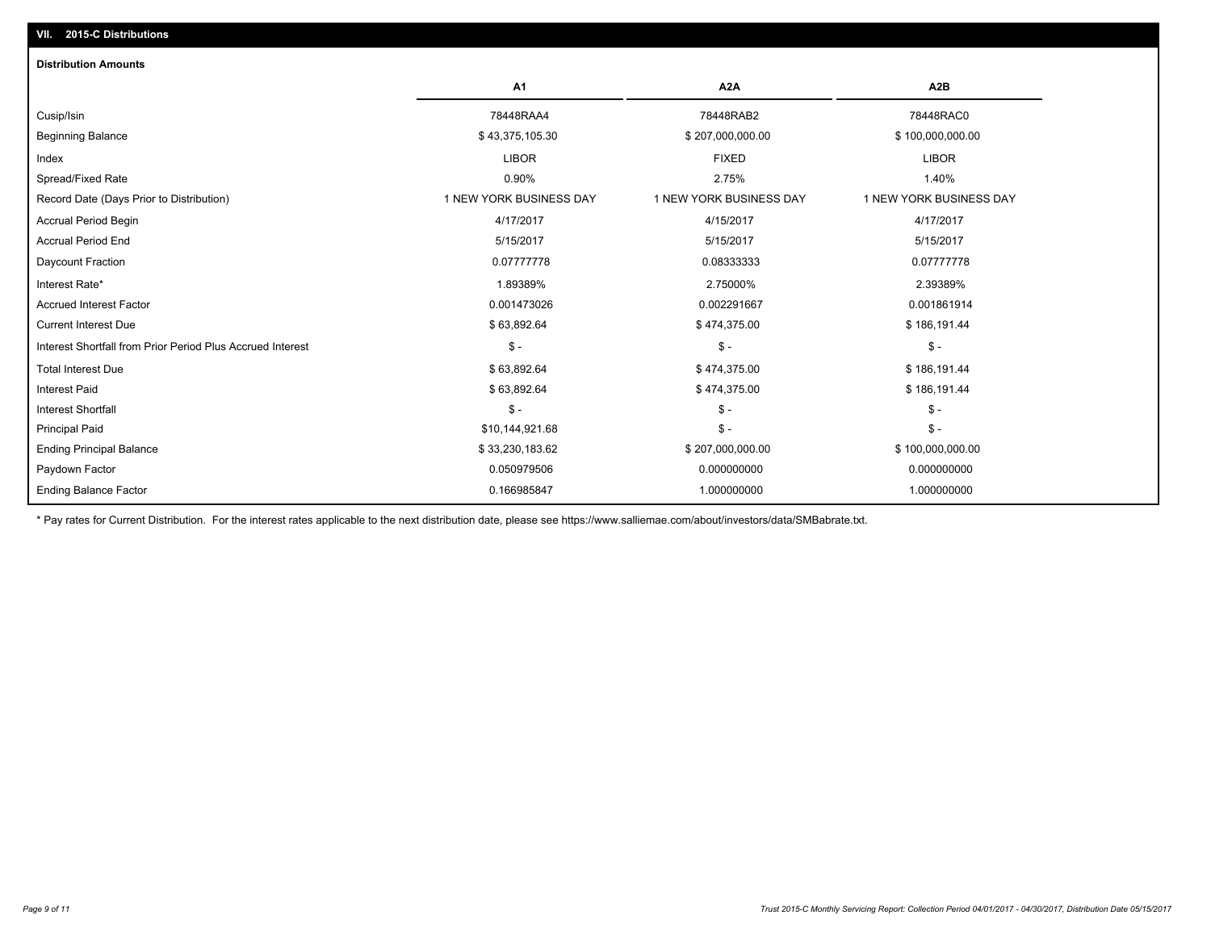## VII. 2015-C Distributions

### Distribution Amounts

| | A1 | A2A | A2B |
|---|---|---|---|
| Cusip/Isin | 78448RAA4 | 78448RAB2 | 78448RAC0 |
| Beginning Balance | $ 43,375,105.30 | $ 207,000,000.00 | $ 100,000,000.00 |
| Index | LIBOR | FIXED | LIBOR |
| Spread/Fixed Rate | 0.90% | 2.75% | 1.40% |
| Record Date (Days Prior to Distribution) | 1 NEW YORK BUSINESS DAY | 1 NEW YORK BUSINESS DAY | 1 NEW YORK BUSINESS DAY |
| Accrual Period Begin | 4/17/2017 | 4/15/2017 | 4/17/2017 |
| Accrual Period End | 5/15/2017 | 5/15/2017 | 5/15/2017 |
| Daycount Fraction | 0.07777778 | 0.08333333 | 0.07777778 |
| Interest Rate* | 1.89389% | 2.75000% | 2.39389% |
| Accrued Interest Factor | 0.001473026 | 0.002291667 | 0.001861914 |
| Current Interest Due | $ 63,892.64 | $ 474,375.00 | $ 186,191.44 |
| Interest Shortfall from Prior Period Plus Accrued Interest | $ - | $ - | $ - |
| Total Interest Due | $ 63,892.64 | $ 474,375.00 | $ 186,191.44 |
| Interest Paid | $ 63,892.64 | $ 474,375.00 | $ 186,191.44 |
| Interest Shortfall | $ - | $ - | $ - |
| Principal Paid | $10,144,921.68 | $ - | $ - |
| Ending Principal Balance | $ 33,230,183.62 | $ 207,000,000.00 | $ 100,000,000.00 |
| Paydown Factor | 0.050979506 | 0.000000000 | 0.000000000 |
| Ending Balance Factor | 0.166985847 | 1.000000000 | 1.000000000 |

* Pay rates for Current Distribution. For the interest rates applicable to the next distribution date, please see https://www.salliemae.com/about/investors/data/SMBabrate.txt.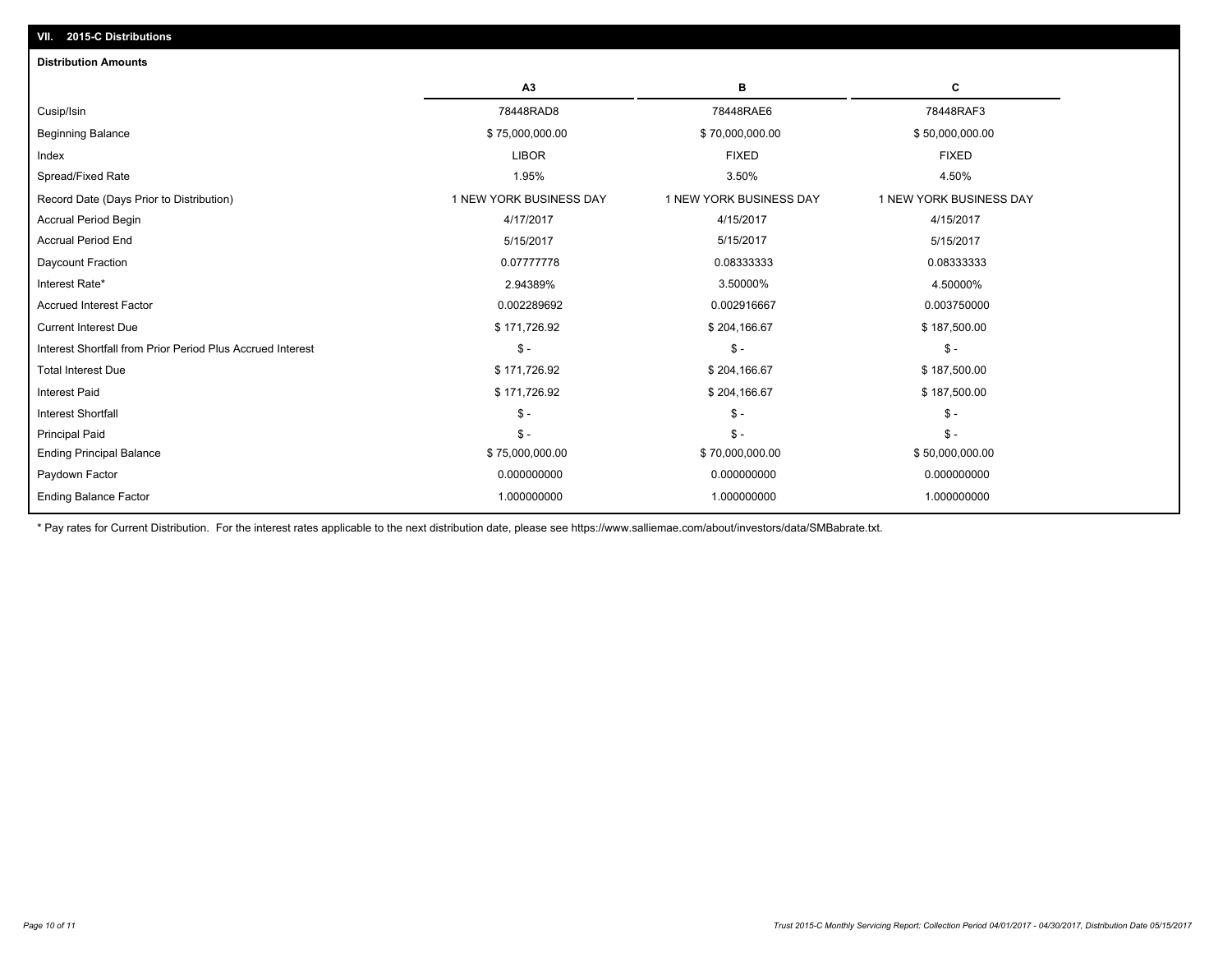## VII. 2015-C Distributions

### Distribution Amounts

| | A3 | B | C |
|---|---|---|---|
| Cusip/Isin | 78448RAD8 | 78448RAE6 | 78448RAF3 |
| Beginning Balance | $ 75,000,000.00 | $ 70,000,000.00 | $ 50,000,000.00 |
| Index | LIBOR | FIXED | FIXED |
| Spread/Fixed Rate | 1.95% | 3.50% | 4.50% |
| Record Date (Days Prior to Distribution) | 1 NEW YORK BUSINESS DAY | 1 NEW YORK BUSINESS DAY | 1 NEW YORK BUSINESS DAY |
| Accrual Period Begin | 4/17/2017 | 4/15/2017 | 4/15/2017 |
| Accrual Period End | 5/15/2017 | 5/15/2017 | 5/15/2017 |
| Daycount Fraction | 0.07777778 | 0.08333333 | 0.08333333 |
| Interest Rate* | 2.94389% | 3.50000% | 4.50000% |
| Accrued Interest Factor | 0.002289692 | 0.002916667 | 0.003750000 |
| Current Interest Due | $ 171,726.92 | $ 204,166.67 | $ 187,500.00 |
| Interest Shortfall from Prior Period Plus Accrued Interest | $ - | $ - | $ - |
| Total Interest Due | $ 171,726.92 | $ 204,166.67 | $ 187,500.00 |
| Interest Paid | $ 171,726.92 | $ 204,166.67 | $ 187,500.00 |
| Interest Shortfall | $ - | $ - | $ - |
| Principal Paid | $ - | $ - | $ - |
| Ending Principal Balance | $ 75,000,000.00 | $ 70,000,000.00 | $ 50,000,000.00 |
| Paydown Factor | 0.000000000 | 0.000000000 | 0.000000000 |
| Ending Balance Factor | 1.000000000 | 1.000000000 | 1.000000000 |

* Pay rates for Current Distribution. For the interest rates applicable to the next distribution date, please see https://www.salliemae.com/about/investors/data/SMBabrate.txt.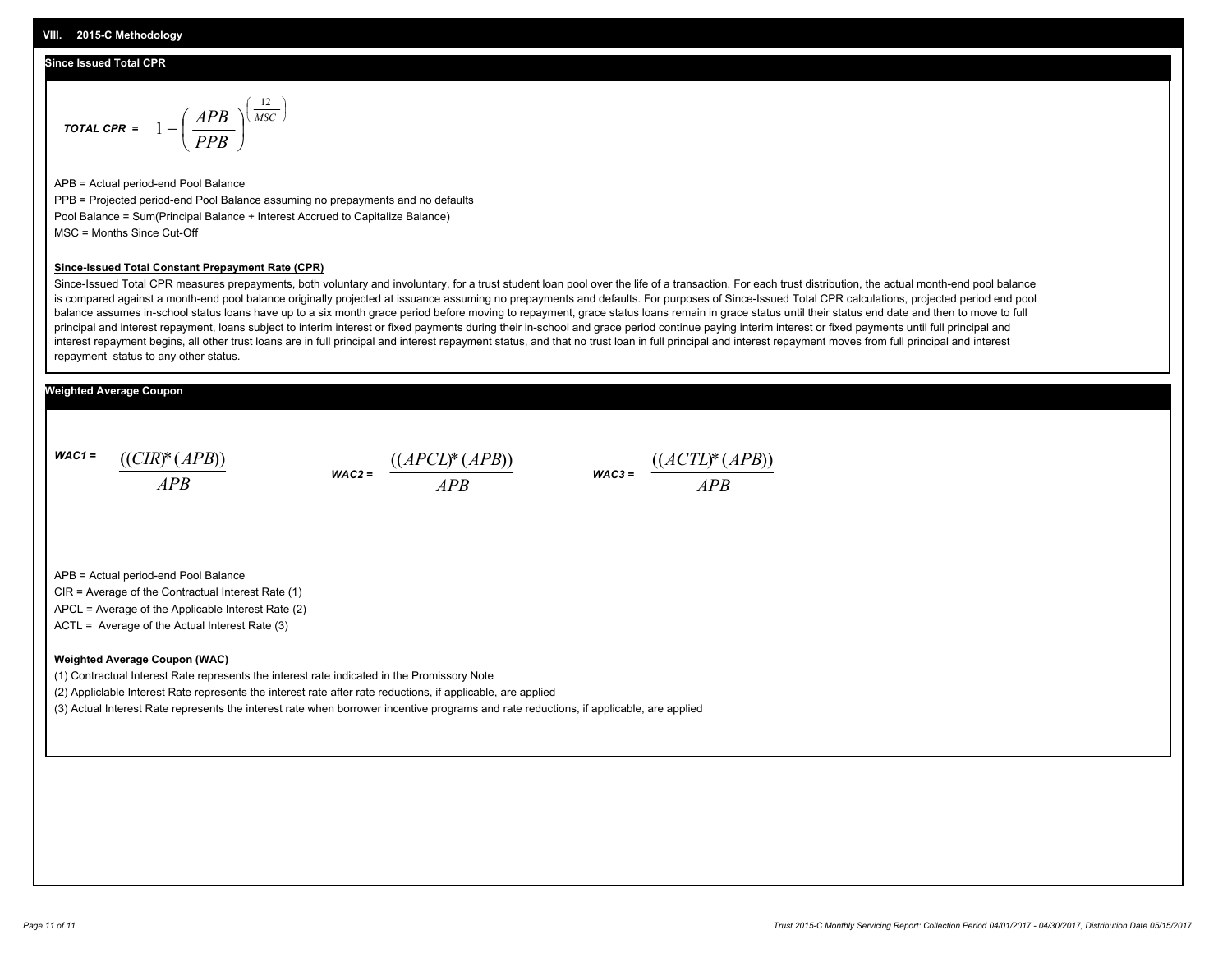## VIII. 2015-C Methodology

### Since Issued Total CPR

$$\textbf{TOTAL CPR} = 1 - \left(\frac{APB}{PPB}\right)^{\left(\frac{12}{MSC}\right)}$$

APB = Actual period-end Pool Balance

PPB = Projected period-end Pool Balance assuming no prepayments and no defaults

Pool Balance = Sum(Principal Balance + Interest Accrued to Capitalize Balance)

MSC = Months Since Cut-Off

**Since-Issued Total Constant Prepayment Rate (CPR)**

Since-Issued Total CPR measures prepayments, both voluntary and involuntary, for a trust student loan pool over the life of a transaction. For each trust distribution, the actual month-end pool balance is compared against a month-end pool balance originally projected at issuance assuming no prepayments and defaults. For purposes of Since-Issued Total CPR calculations, projected period end pool balance assumes in-school status loans have up to a six month grace period before moving to repayment, grace status loans remain in grace status until their status end date and then to move to full principal and interest repayment, loans subject to interim interest or fixed payments during their in-school and grace period continue paying interim interest or fixed payments until full principal and interest repayment begins, all other trust loans are in full principal and interest repayment status, and that no trust loan in full principal and interest repayment moves from full principal and interest repayment status to any other status.

### Weighted Average Coupon

$$\textbf{WAC1} = \frac{((CIR)*(APB))}{APB} \qquad \textbf{WAC2} = \frac{((APCL)*(APB))}{APB} \qquad \textbf{WAC3} = \frac{((ACTL)*(APB))}{APB}$$

APB = Actual period-end Pool Balance

CIR = Average of the Contractual Interest Rate (1)

APCL = Average of the Applicable Interest Rate (2)

ACTL = Average of the Actual Interest Rate (3)

**Weighted Average Coupon (WAC)**

(1) Contractual Interest Rate represents the interest rate indicated in the Promissory Note

(2) Appliclable Interest Rate represents the interest rate after rate reductions, if applicable, are applied

(3) Actual Interest Rate represents the interest rate when borrower incentive programs and rate reductions, if applicable, are applied